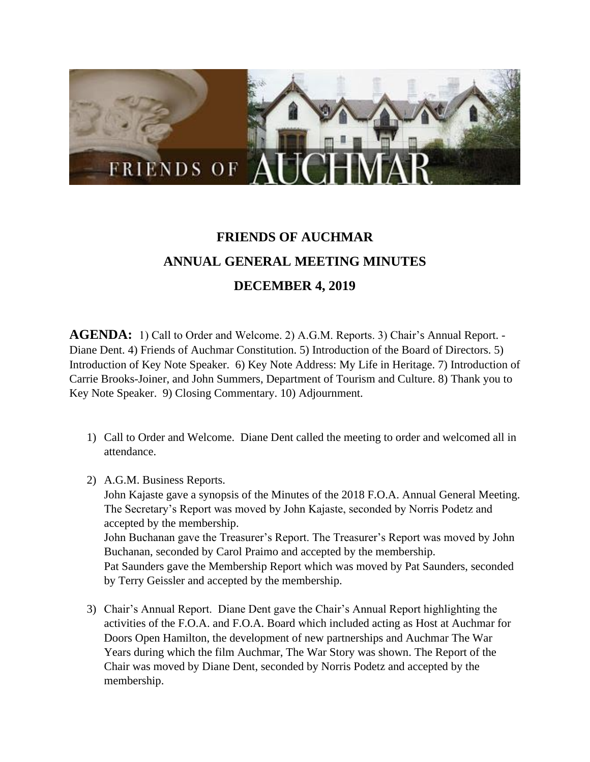FRIENDS OF AUCHMAR

# FRIENDS OF AUCHMAR

## ANNUAL GENERAL MEETING MINUTES

## DECEMBER 4, 2019

**AGENDA:** 1) Call to Order and Welcome. 2) A.G.M. Reports. 3) Chair's Annual Report. - Diane Dent. 4) Friends of Auchmar Constitution. 5) Introduction of the Board of Directors. 5) Introduction of Key Note Speaker. 6) Key Note Address: My Life in Heritage. 7) Introduction of Carrie Brooks-Joiner, and John Summers, Department of Tourism and Culture. 8) Thank you to Key Note Speaker. 9) Closing Commentary. 10) Adjournment.

1) Call to Order and Welcome. Diane Dent called the meeting to order and welcomed all in attendance.

2) A.G.M. Business Reports.
   John Kajaste gave a synopsis of the Minutes of the 2018 F.O.A. Annual General Meeting. The Secretary's Report was moved by John Kajaste, seconded by Norris Podetz and accepted by the membership.
   John Buchanan gave the Treasurer's Report. The Treasurer's Report was moved by John Buchanan, seconded by Carol Praimo and accepted by the membership.
   Pat Saunders gave the Membership Report which was moved by Pat Saunders, seconded by Terry Geissler and accepted by the membership.

3) Chair's Annual Report. Diane Dent gave the Chair's Annual Report highlighting the activities of the F.O.A. and F.O.A. Board which included acting as Host at Auchmar for Doors Open Hamilton, the development of new partnerships and Auchmar The War Years during which the film Auchmar, The War Story was shown. The Report of the Chair was moved by Diane Dent, seconded by Norris Podetz and accepted by the membership.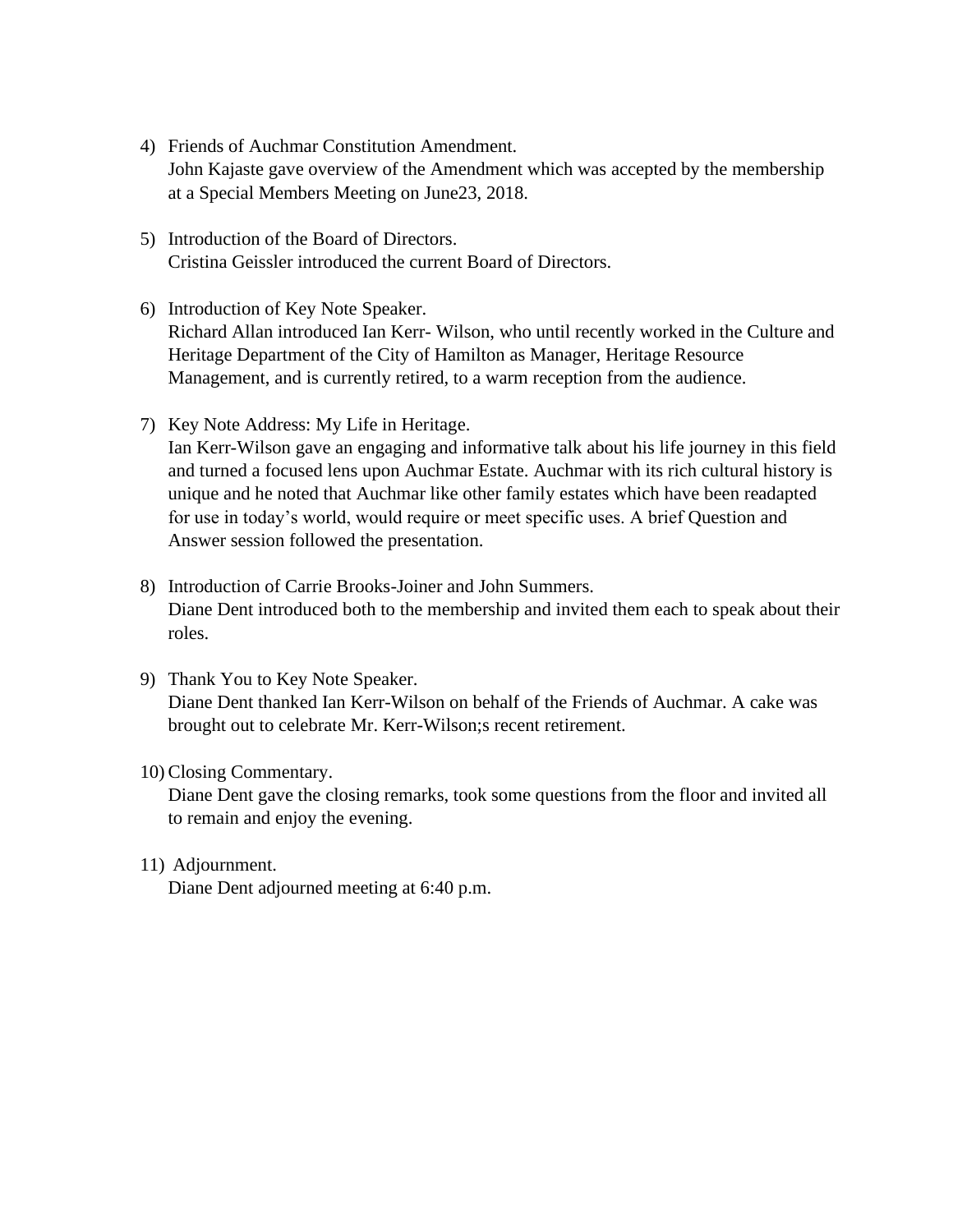4) Friends of Auchmar Constitution Amendment.
   John Kajaste gave overview of the Amendment which was accepted by the membership at a Special Members Meeting on June23, 2018.

5) Introduction of the Board of Directors.
   Cristina Geissler introduced the current Board of Directors.

6) Introduction of Key Note Speaker.
   Richard Allan introduced Ian Kerr- Wilson, who until recently worked in the Culture and Heritage Department of the City of Hamilton as Manager, Heritage Resource Management, and is currently retired, to a warm reception from the audience.

7) Key Note Address: My Life in Heritage.
   Ian Kerr-Wilson gave an engaging and informative talk about his life journey in this field and turned a focused lens upon Auchmar Estate. Auchmar with its rich cultural history is unique and he noted that Auchmar like other family estates which have been readapted for use in today's world, would require or meet specific uses. A brief Question and Answer session followed the presentation.

8) Introduction of Carrie Brooks-Joiner and John Summers.
   Diane Dent introduced both to the membership and invited them each to speak about their roles.

9) Thank You to Key Note Speaker.
   Diane Dent thanked Ian Kerr-Wilson on behalf of the Friends of Auchmar. A cake was brought out to celebrate Mr. Kerr-Wilson;s recent retirement.

10) Closing Commentary.
    Diane Dent gave the closing remarks, took some questions from the floor and invited all to remain and enjoy the evening.

11) Adjournment.
    Diane Dent adjourned meeting at 6:40 p.m.